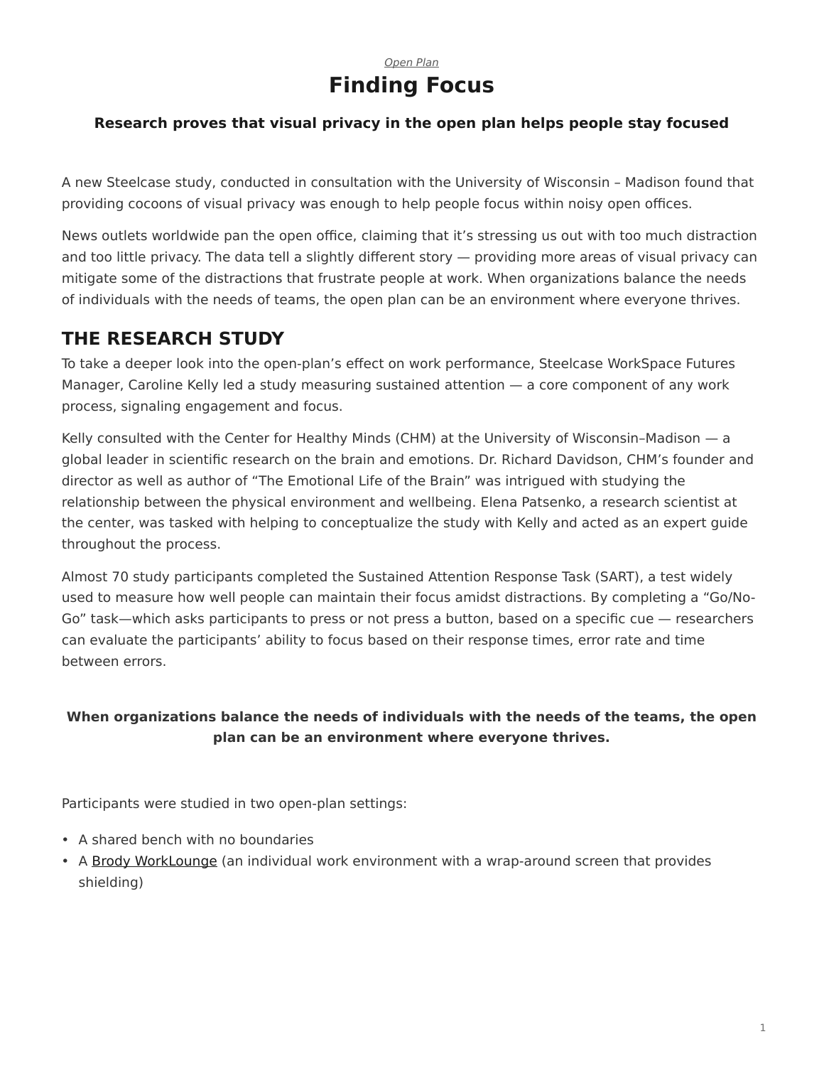*Open Plan*

# Finding Focus

**Research proves that visual privacy in the open plan helps people stay focused**

A new Steelcase study, conducted in consultation with the University of Wisconsin – Madison found that providing cocoons of visual privacy was enough to help people focus within noisy open offices.

News outlets worldwide pan the open office, claiming that it's stressing us out with too much distraction and too little privacy. The data tell a slightly different story — providing more areas of visual privacy can mitigate some of the distractions that frustrate people at work. When organizations balance the needs of individuals with the needs of teams, the open plan can be an environment where everyone thrives.

## THE RESEARCH STUDY

To take a deeper look into the open-plan's effect on work performance, Steelcase WorkSpace Futures Manager, Caroline Kelly led a study measuring sustained attention — a core component of any work process, signaling engagement and focus.

Kelly consulted with the Center for Healthy Minds (CHM) at the University of Wisconsin–Madison — a global leader in scientific research on the brain and emotions. Dr. Richard Davidson, CHM's founder and director as well as author of "The Emotional Life of the Brain" was intrigued with studying the relationship between the physical environment and wellbeing. Elena Patsenko, a research scientist at the center, was tasked with helping to conceptualize the study with Kelly and acted as an expert guide throughout the process.

Almost 70 study participants completed the Sustained Attention Response Task (SART), a test widely used to measure how well people can maintain their focus amidst distractions. By completing a "Go/No-Go" task—which asks participants to press or not press a button, based on a specific cue — researchers can evaluate the participants' ability to focus based on their response times, error rate and time between errors.

**When organizations balance the needs of individuals with the needs of the teams, the open plan can be an environment where everyone thrives.**

Participants were studied in two open-plan settings:

- A shared bench with no boundaries
- A Brody WorkLounge (an individual work environment with a wrap-around screen that provides shielding)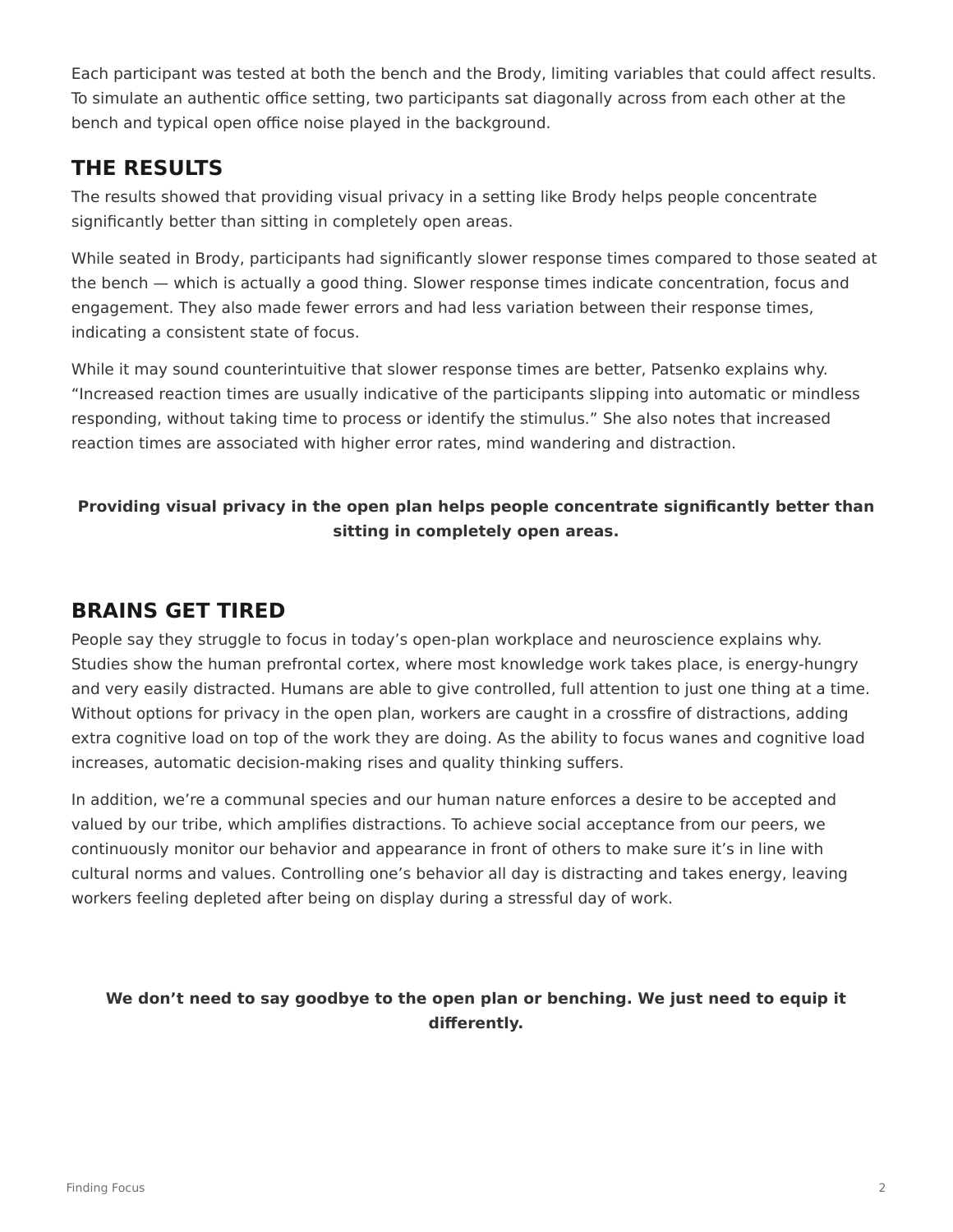Each participant was tested at both the bench and the Brody, limiting variables that could affect results. To simulate an authentic office setting, two participants sat diagonally across from each other at the bench and typical open office noise played in the background.

## THE RESULTS

The results showed that providing visual privacy in a setting like Brody helps people concentrate significantly better than sitting in completely open areas.

While seated in Brody, participants had significantly slower response times compared to those seated at the bench — which is actually a good thing. Slower response times indicate concentration, focus and engagement. They also made fewer errors and had less variation between their response times, indicating a consistent state of focus.

While it may sound counterintuitive that slower response times are better, Patsenko explains why. “Increased reaction times are usually indicative of the participants slipping into automatic or mindless responding, without taking time to process or identify the stimulus.” She also notes that increased reaction times are associated with higher error rates, mind wandering and distraction.

**Providing visual privacy in the open plan helps people concentrate significantly better than sitting in completely open areas.**

## BRAINS GET TIRED

People say they struggle to focus in today’s open-plan workplace and neuroscience explains why. Studies show the human prefrontal cortex, where most knowledge work takes place, is energy-hungry and very easily distracted. Humans are able to give controlled, full attention to just one thing at a time. Without options for privacy in the open plan, workers are caught in a crossfire of distractions, adding extra cognitive load on top of the work they are doing. As the ability to focus wanes and cognitive load increases, automatic decision-making rises and quality thinking suffers.

In addition, we’re a communal species and our human nature enforces a desire to be accepted and valued by our tribe, which amplifies distractions. To achieve social acceptance from our peers, we continuously monitor our behavior and appearance in front of others to make sure it’s in line with cultural norms and values. Controlling one’s behavior all day is distracting and takes energy, leaving workers feeling depleted after being on display during a stressful day of work.

**We don’t need to say goodbye to the open plan or benching. We just need to equip it differently.**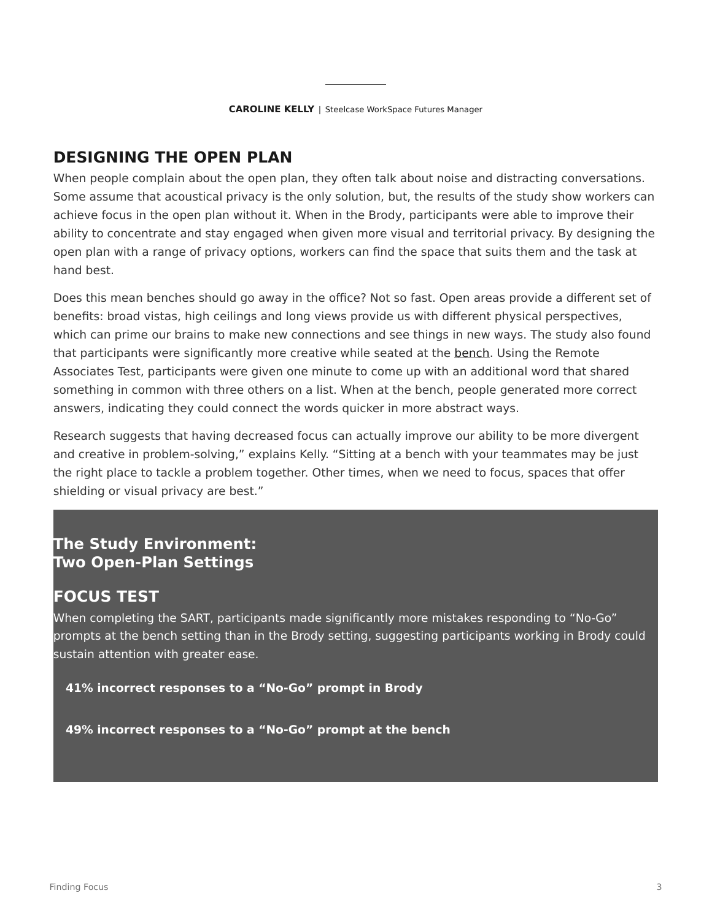**CAROLINE KELLY** | Steelcase WorkSpace Futures Manager

## DESIGNING THE OPEN PLAN

When people complain about the open plan, they often talk about noise and distracting conversations. Some assume that acoustical privacy is the only solution, but, the results of the study show workers can achieve focus in the open plan without it. When in the Brody, participants were able to improve their ability to concentrate and stay engaged when given more visual and territorial privacy. By designing the open plan with a range of privacy options, workers can find the space that suits them and the task at hand best.

Does this mean benches should go away in the office? Not so fast. Open areas provide a different set of benefits: broad vistas, high ceilings and long views provide us with different physical perspectives, which can prime our brains to make new connections and see things in new ways. The study also found that participants were significantly more creative while seated at the bench. Using the Remote Associates Test, participants were given one minute to come up with an additional word that shared something in common with three others on a list. When at the bench, people generated more correct answers, indicating they could connect the words quicker in more abstract ways.

Research suggests that having decreased focus can actually improve our ability to be more divergent and creative in problem-solving," explains Kelly. "Sitting at a bench with your teammates may be just the right place to tackle a problem together. Other times, when we need to focus, spaces that offer shielding or visual privacy are best."

### The Study Environment: Two Open-Plan Settings

## FOCUS TEST

When completing the SART, participants made significantly more mistakes responding to "No-Go" prompts at the bench setting than in the Brody setting, suggesting participants working in Brody could sustain attention with greater ease.

**41% incorrect responses to a "No-Go" prompt in Brody**

**49% incorrect responses to a "No-Go" prompt at the bench**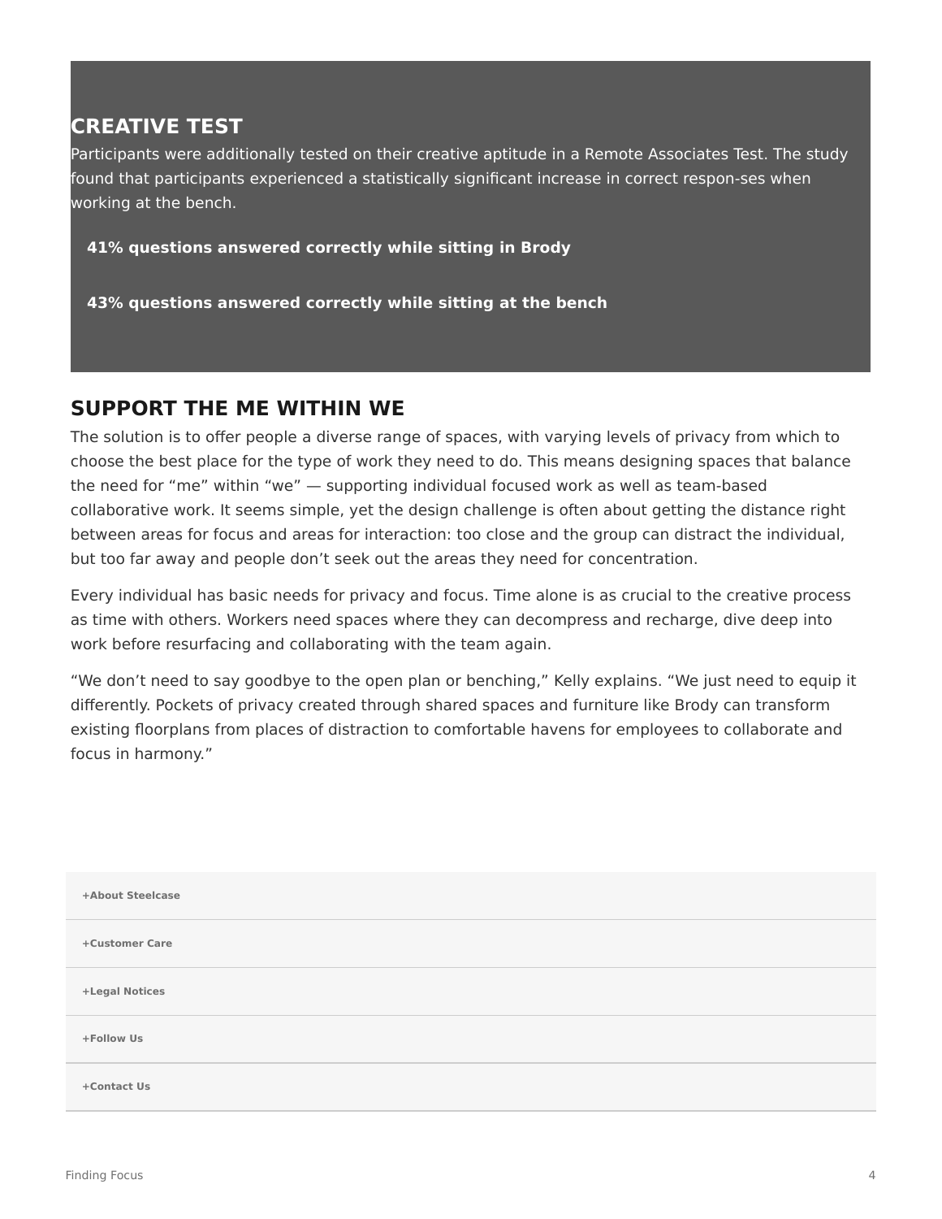## CREATIVE TEST

Participants were additionally tested on their creative aptitude in a Remote Associates Test. The study found that participants experienced a statistically significant increase in correct respon-ses when working at the bench.

**41% questions answered correctly while sitting in Brody**

**43% questions answered correctly while sitting at the bench**

## SUPPORT THE ME WITHIN WE

The solution is to offer people a diverse range of spaces, with varying levels of privacy from which to choose the best place for the type of work they need to do. This means designing spaces that balance the need for “me” within “we” — supporting individual focused work as well as team-based collaborative work. It seems simple, yet the design challenge is often about getting the distance right between areas for focus and areas for interaction: too close and the group can distract the individual, but too far away and people don’t seek out the areas they need for concentration.

Every individual has basic needs for privacy and focus. Time alone is as crucial to the creative process as time with others. Workers need spaces where they can decompress and recharge, dive deep into work before resurfacing and collaborating with the team again.

“We don’t need to say goodbye to the open plan or benching,” Kelly explains. “We just need to equip it differently. Pockets of privacy created through shared spaces and furniture like Brody can transform existing floorplans from places of distraction to comfortable havens for employees to collaborate and focus in harmony.”

+About Steelcase

+Customer Care

+Legal Notices

+Follow Us

+Contact Us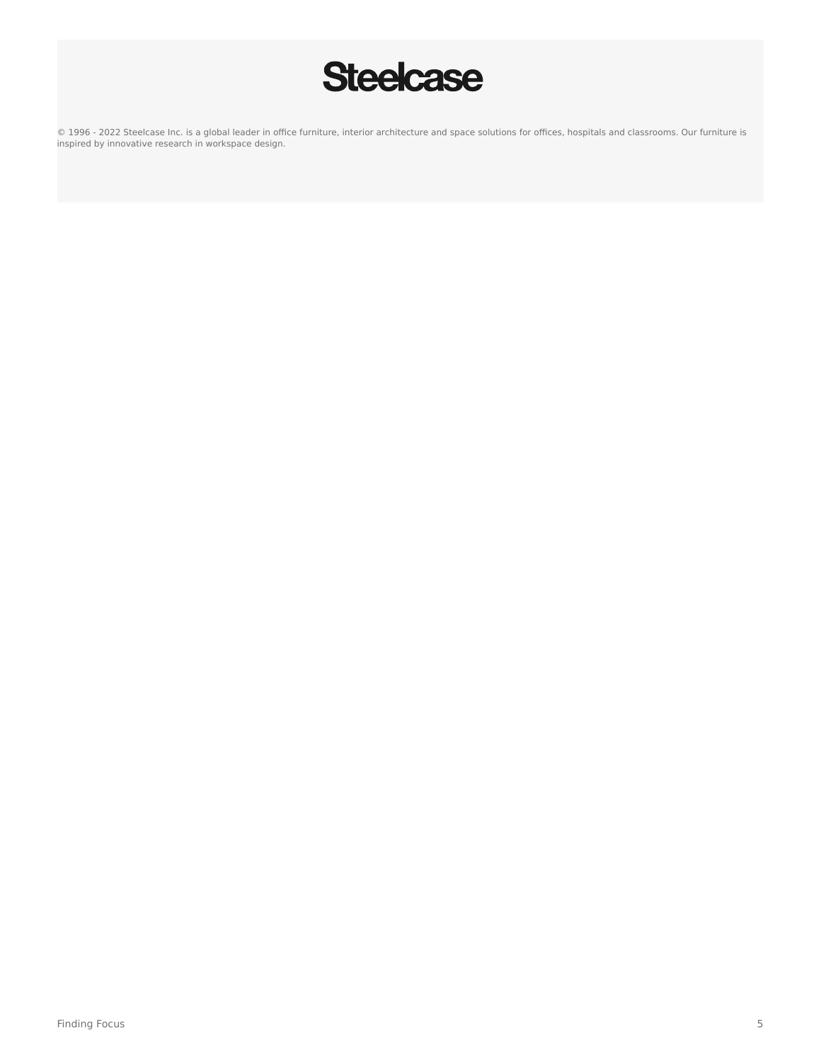Steelcase

© 1996 - 2022 Steelcase Inc. is a global leader in office furniture, interior architecture and space solutions for offices, hospitals and classrooms. Our furniture is inspired by innovative research in workspace design.